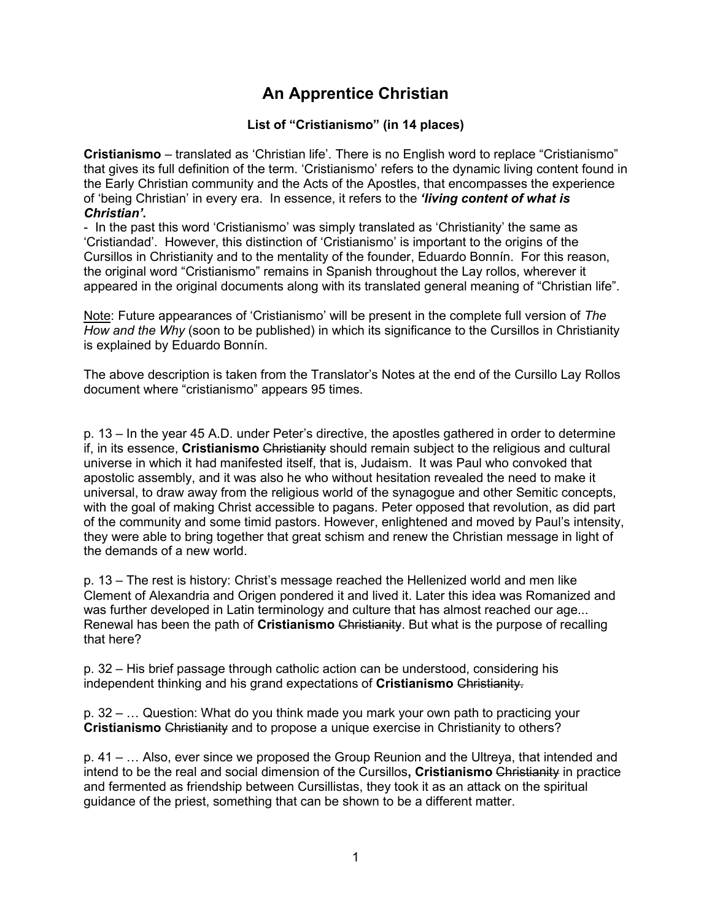# An Apprentice Christian

### List of "Cristianismo" (in 14 places)

**Cristianismo** – translated as 'Christian life'. There is no English word to replace "Cristianismo" that gives its full definition of the term. 'Cristianismo' refers to the dynamic living content found in the Early Christian community and the Acts of the Apostles, that encompasses the experience of 'being Christian' in every era. In essence, it refers to the ***'living content of what is Christian'*.**

- In the past this word 'Cristianismo' was simply translated as 'Christianity' the same as 'Cristiandad'. However, this distinction of 'Cristianismo' is important to the origins of the Cursillos in Christianity and to the mentality of the founder, Eduardo Bonnín. For this reason, the original word "Cristianismo" remains in Spanish throughout the Lay rollos, wherever it appeared in the original documents along with its translated general meaning of "Christian life".

<u>Note</u>: Future appearances of 'Cristianismo' will be present in the complete full version of *The How and the Why* (soon to be published) in which its significance to the Cursillos in Christianity is explained by Eduardo Bonnín.

The above description is taken from the Translator's Notes at the end of the Cursillo Lay Rollos document where "cristianismo" appears 95 times.

p. 13 – In the year 45 A.D. under Peter's directive, the apostles gathered in order to determine if, in its essence, **Cristianismo** ~~Christianity~~ should remain subject to the religious and cultural universe in which it had manifested itself, that is, Judaism. It was Paul who convoked that apostolic assembly, and it was also he who without hesitation revealed the need to make it universal, to draw away from the religious world of the synagogue and other Semitic concepts, with the goal of making Christ accessible to pagans. Peter opposed that revolution, as did part of the community and some timid pastors. However, enlightened and moved by Paul's intensity, they were able to bring together that great schism and renew the Christian message in light of the demands of a new world.

p. 13 – The rest is history: Christ's message reached the Hellenized world and men like Clement of Alexandria and Origen pondered it and lived it. Later this idea was Romanized and was further developed in Latin terminology and culture that has almost reached our age... Renewal has been the path of **Cristianismo** ~~Christianity~~. But what is the purpose of recalling that here?

p. 32 – His brief passage through catholic action can be understood, considering his independent thinking and his grand expectations of **Cristianismo** ~~Christianity.~~

p. 32 – … Question: What do you think made you mark your own path to practicing your **Cristianismo** ~~Christianity~~ and to propose a unique exercise in Christianity to others?

p. 41 – … Also, ever since we proposed the Group Reunion and the Ultreya, that intended and intend to be the real and social dimension of the Cursillos**, Cristianismo** ~~Christianity~~ in practice and fermented as friendship between Cursillistas, they took it as an attack on the spiritual guidance of the priest, something that can be shown to be a different matter.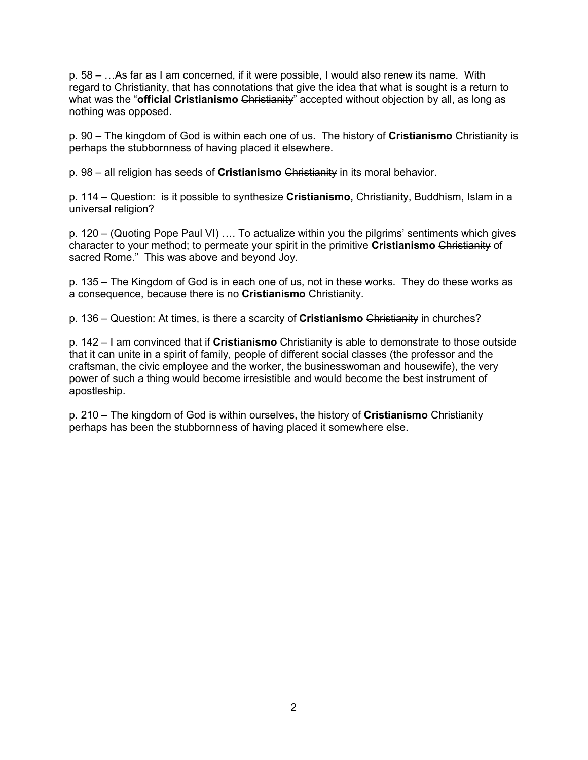p. 58 – …As far as I am concerned, if it were possible, I would also renew its name. With regard to Christianity, that has connotations that give the idea that what is sought is a return to what was the "**official Cristianismo** ~~Christianity~~" accepted without objection by all, as long as nothing was opposed.

p. 90 – The kingdom of God is within each one of us. The history of **Cristianismo** ~~Christianity~~ is perhaps the stubbornness of having placed it elsewhere.

p. 98 – all religion has seeds of **Cristianismo** ~~Christianity~~ in its moral behavior.

p. 114 – Question: is it possible to synthesize **Cristianismo,** ~~Christianity~~, Buddhism, Islam in a universal religion?

p. 120 – (Quoting Pope Paul VI) …. To actualize within you the pilgrims' sentiments which gives character to your method; to permeate your spirit in the primitive **Cristianismo** ~~Christianity~~ of sacred Rome." This was above and beyond Joy.

p. 135 – The Kingdom of God is in each one of us, not in these works. They do these works as a consequence, because there is no **Cristianismo** ~~Christianity~~.

p. 136 – Question: At times, is there a scarcity of **Cristianismo** ~~Christianity~~ in churches?

p. 142 – I am convinced that if **Cristianismo** ~~Christianity~~ is able to demonstrate to those outside that it can unite in a spirit of family, people of different social classes (the professor and the craftsman, the civic employee and the worker, the businesswoman and housewife), the very power of such a thing would become irresistible and would become the best instrument of apostleship.

p. 210 – The kingdom of God is within ourselves, the history of **Cristianismo** ~~Christianity~~ perhaps has been the stubbornness of having placed it somewhere else.